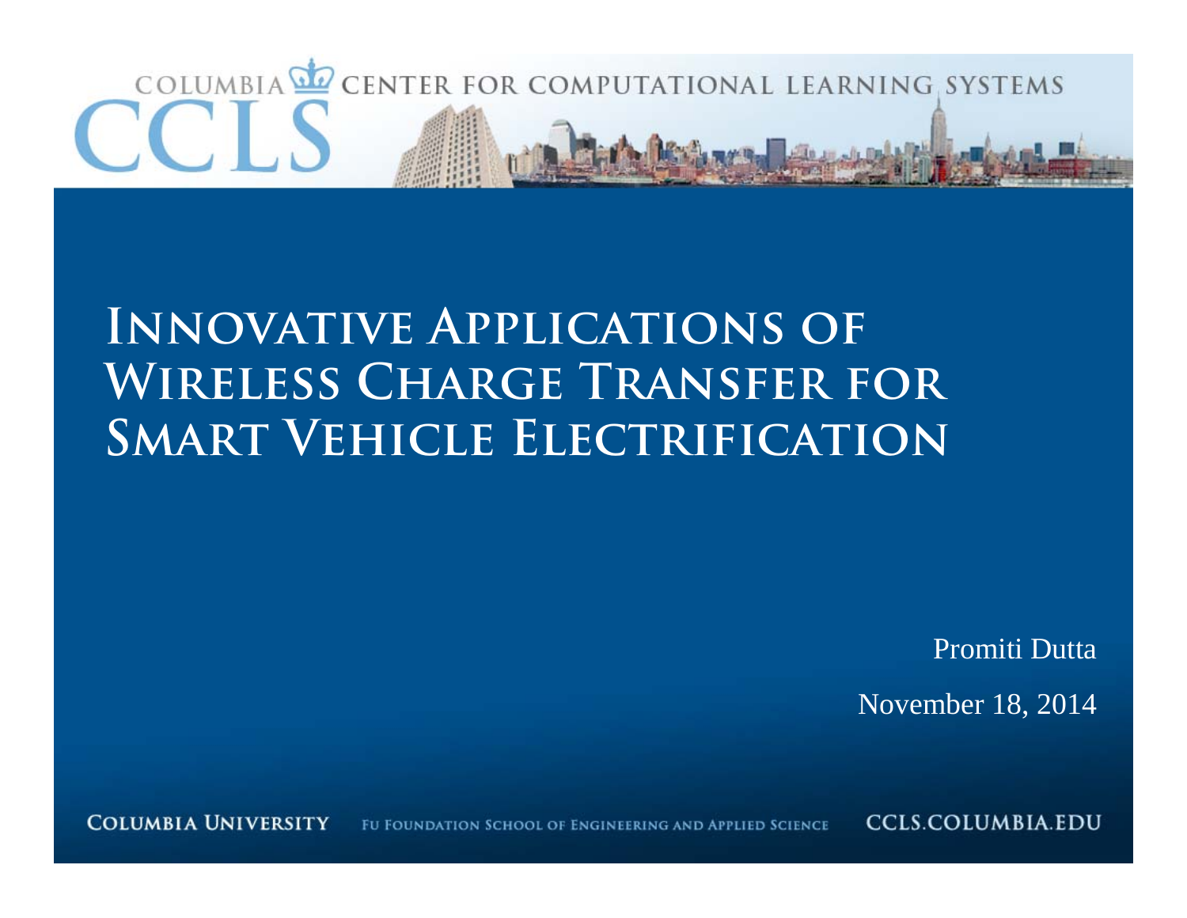COLUMBIA CENTER FOR COMPUTATIONAL LEARNING SYSTEMS

CCLS

# Innovative Applications of Wireless Charge Transfer for Smart Vehicle Electrification

Promiti Dutta

November 18, 2014

COLUMBIA UNIVERSITY — FU FOUNDATION SCHOOL OF ENGINEERING AND APPLIED SCIENCE — CCLS.COLUMBIA.EDU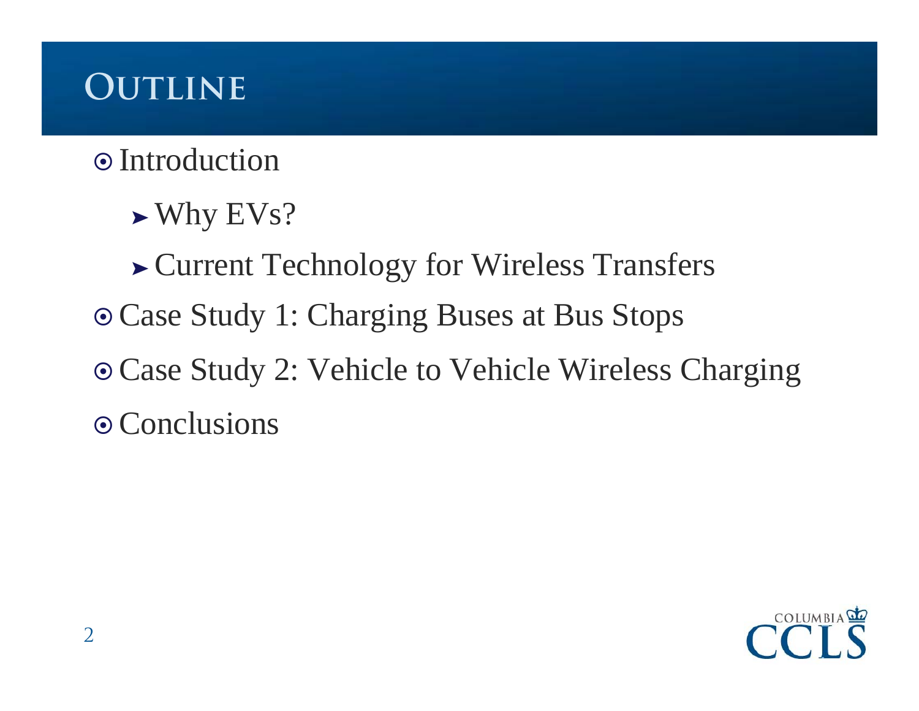# Outline

- Introduction
  - Why EVs?
  - Current Technology for Wireless Transfers
- Case Study 1: Charging Buses at Bus Stops
- Case Study 2: Vehicle to Vehicle Wireless Charging
- Conclusions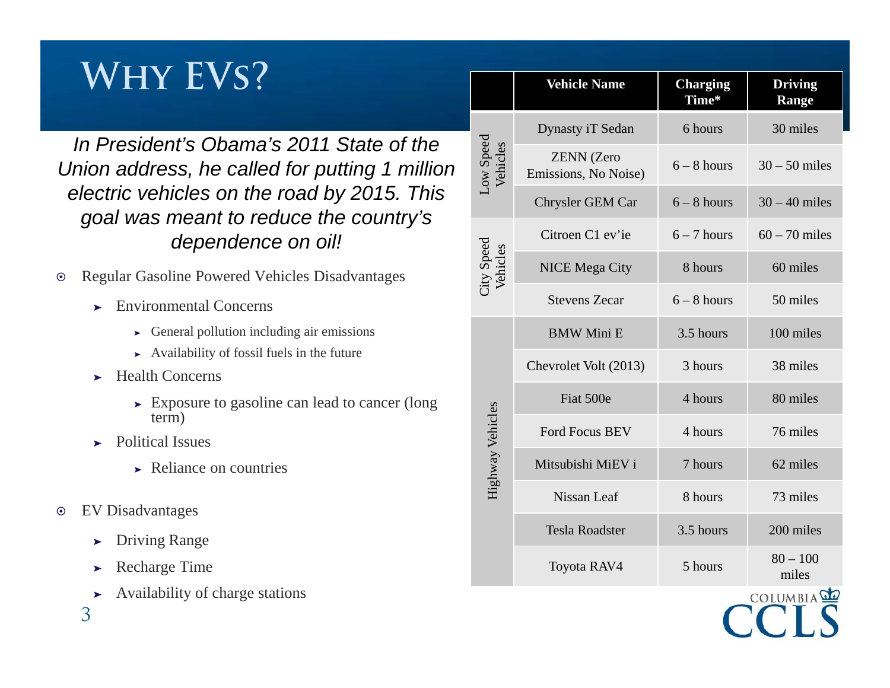# Why EVs?

*In President's Obama's 2011 State of the Union address, he called for putting 1 million electric vehicles on the road by 2015. This goal was meant to reduce the country's dependence on oil!*

- Regular Gasoline Powered Vehicles Disadvantages
  - Environmental Concerns
    - General pollution including air emissions
    - Availability of fossil fuels in the future
  - Health Concerns
    - Exposure to gasoline can lead to cancer (long term)
  - Political Issues
    - Reliance on countries
- EV Disadvantages
  - Driving Range
  - Recharge Time
  - Availability of charge stations

| | Vehicle Name | Charging Time* | Driving Range |
|---|---|---|---|
| Low Speed Vehicles | Dynasty iT Sedan | 6 hours | 30 miles |
| | ZENN (Zero Emissions, No Noise) | 6 – 8 hours | 30 – 50 miles |
| | Chrysler GEM Car | 6 – 8 hours | 30 – 40 miles |
| City Speed Vehicles | Citroen C1 ev'ie | 6 – 7 hours | 60 – 70 miles |
| | NICE Mega City | 8 hours | 60 miles |
| | Stevens Zecar | 6 – 8 hours | 50 miles |
| Highway Vehicles | BMW Mini E | 3.5 hours | 100 miles |
| | Chevrolet Volt (2013) | 3 hours | 38 miles |
| | Fiat 500e | 4 hours | 80 miles |
| | Ford Focus BEV | 4 hours | 76 miles |
| | Mitsubishi MiEV i | 7 hours | 62 miles |
| | Nissan Leaf | 8 hours | 73 miles |
| | Tesla Roadster | 3.5 hours | 200 miles |
| | Toyota RAV4 | 5 hours | 80 – 100 miles |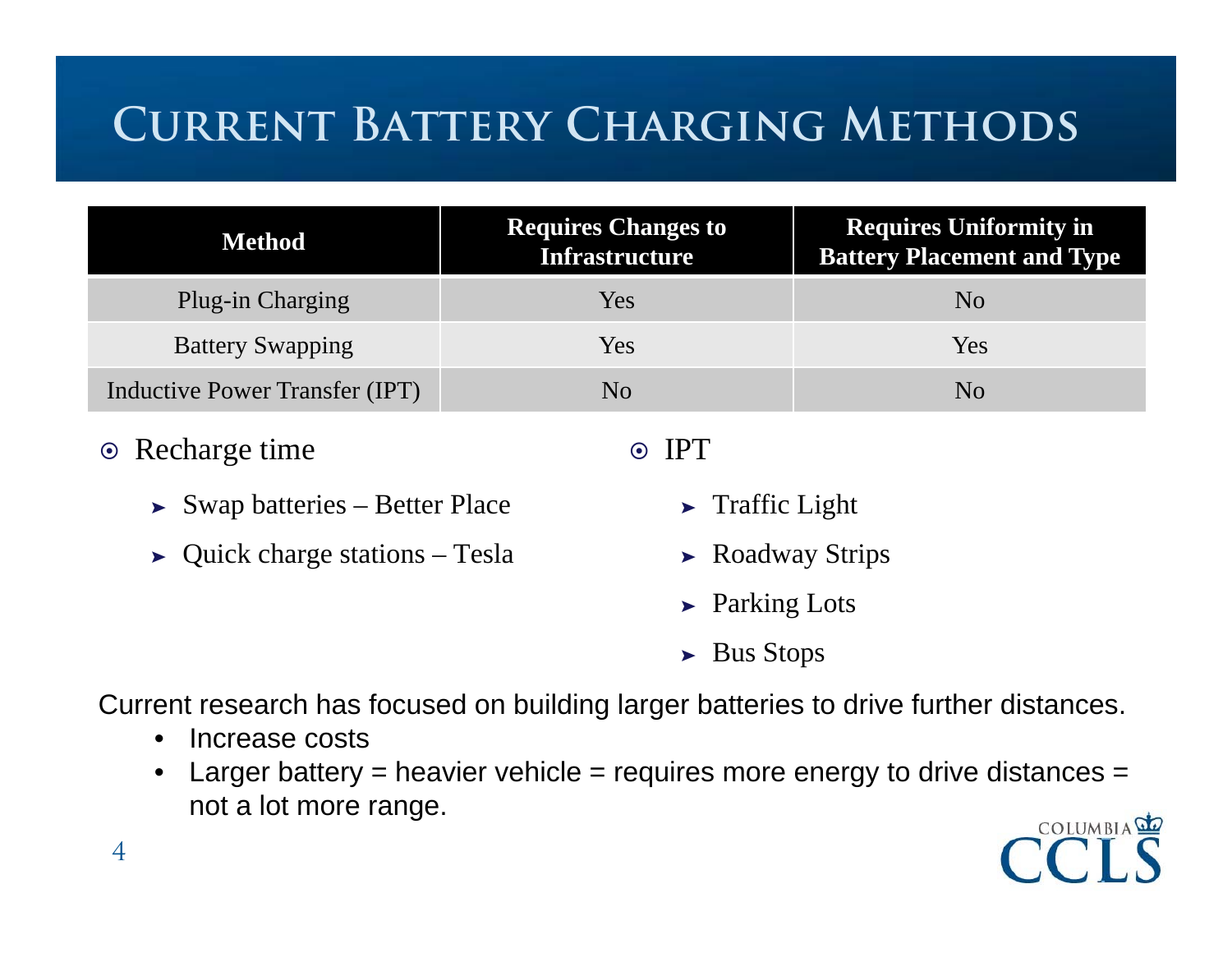# Current Battery Charging Methods

| Method | Requires Changes to Infrastructure | Requires Uniformity in Battery Placement and Type |
|---|---|---|
| Plug-in Charging | Yes | No |
| Battery Swapping | Yes | Yes |
| Inductive Power Transfer (IPT) | No | No |

- Recharge time
  - Swap batteries – Better Place
  - Quick charge stations – Tesla
- IPT
  - Traffic Light
  - Roadway Strips
  - Parking Lots
  - Bus Stops

Current research has focused on building larger batteries to drive further distances.

- Increase costs
- Larger battery = heavier vehicle = requires more energy to drive distances = not a lot more range.

COLUMBIA CCLS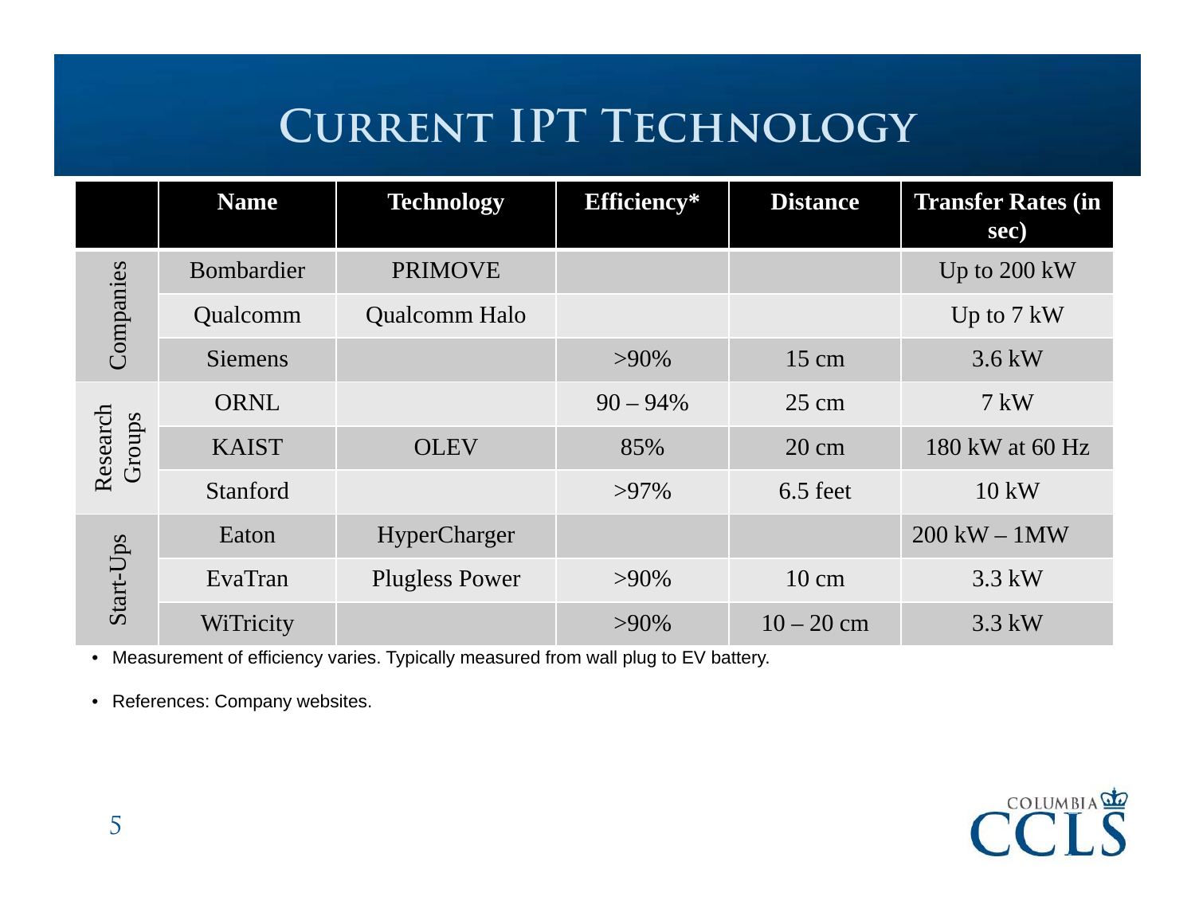# Current IPT Technology

| | Name | Technology | Efficiency* | Distance | Transfer Rates (in sec) |
|---|---|---|---|---|---|
| Companies | Bombardier | PRIMOVE | | | Up to 200 kW |
| | Qualcomm | Qualcomm Halo | | | Up to 7 kW |
| | Siemens | | >90% | 15 cm | 3.6 kW |
| Research Groups | ORNL | | 90 – 94% | 25 cm | 7 kW |
| | KAIST | OLEV | 85% | 20 cm | 180 kW at 60 Hz |
| | Stanford | | >97% | 6.5 feet | 10 kW |
| Start-Ups | Eaton | HyperCharger | | | 200 kW – 1MW |
| | EvaTran | Plugless Power | >90% | 10 cm | 3.3 kW |
| | WiTricity | | >90% | 10 – 20 cm | 3.3 kW |

- Measurement of efficiency varies. Typically measured from wall plug to EV battery.
- References: Company websites.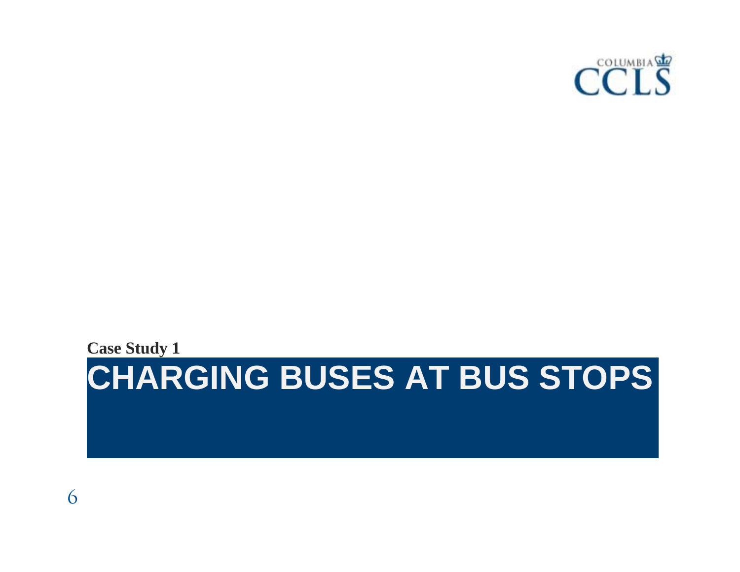Case Study 1

# CHARGING BUSES AT BUS STOPS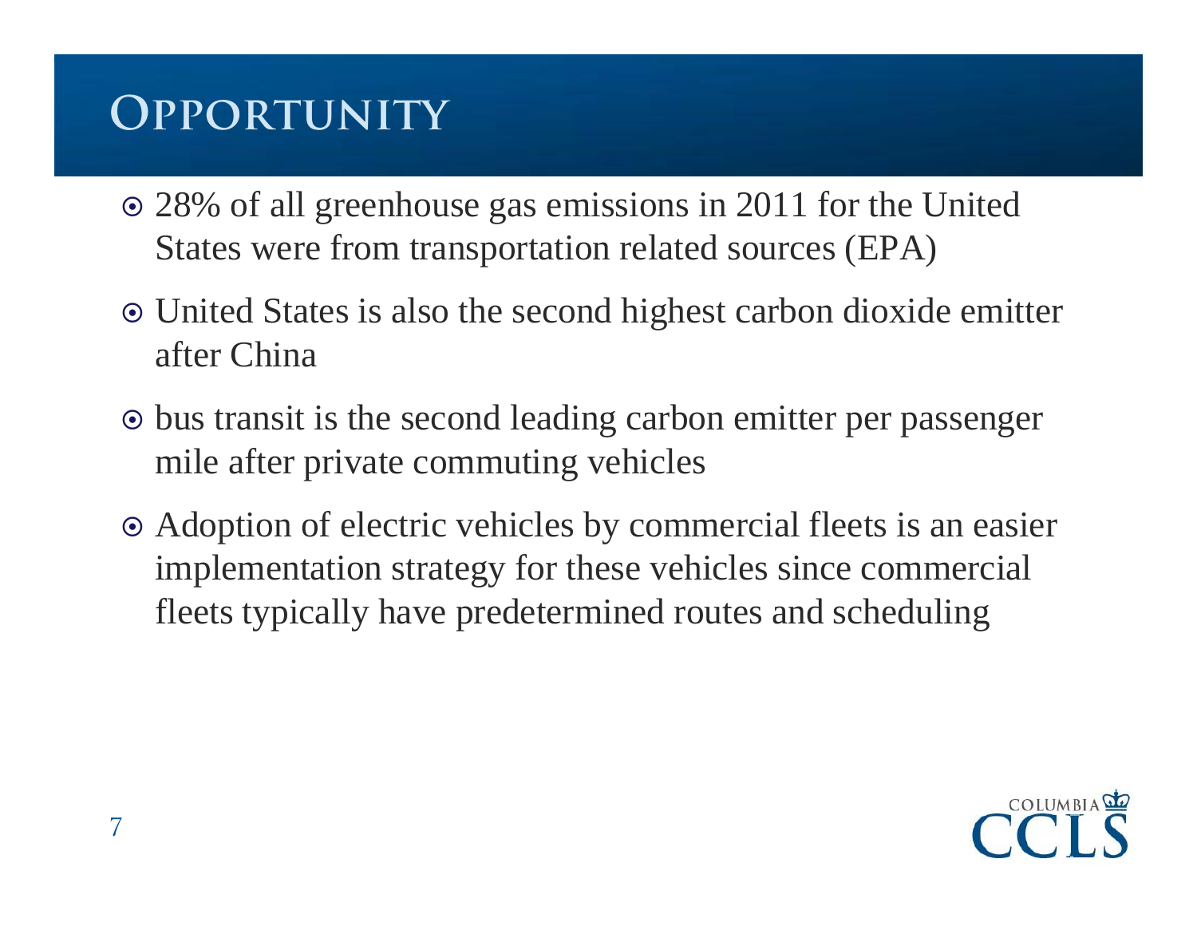# Opportunity

- 28% of all greenhouse gas emissions in 2011 for the United States were from transportation related sources (EPA)
- United States is also the second highest carbon dioxide emitter after China
- bus transit is the second leading carbon emitter per passenger mile after private commuting vehicles
- Adoption of electric vehicles by commercial fleets is an easier implementation strategy for these vehicles since commercial fleets typically have predetermined routes and scheduling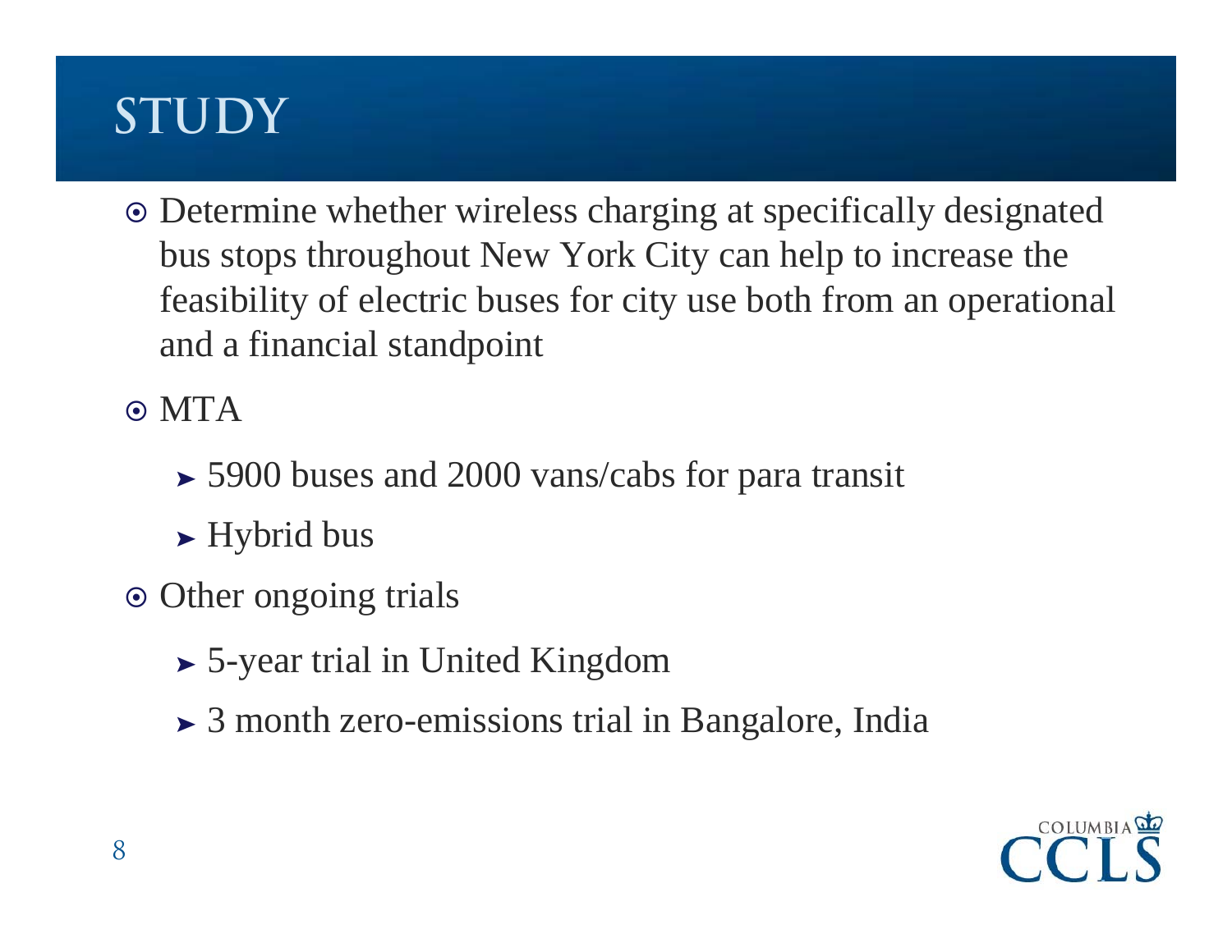# STUDY

- Determine whether wireless charging at specifically designated bus stops throughout New York City can help to increase the feasibility of electric buses for city use both from an operational and a financial standpoint
- MTA
  - 5900 buses and 2000 vans/cabs for para transit
  - Hybrid bus
- Other ongoing trials
  - 5-year trial in United Kingdom
  - 3 month zero-emissions trial in Bangalore, India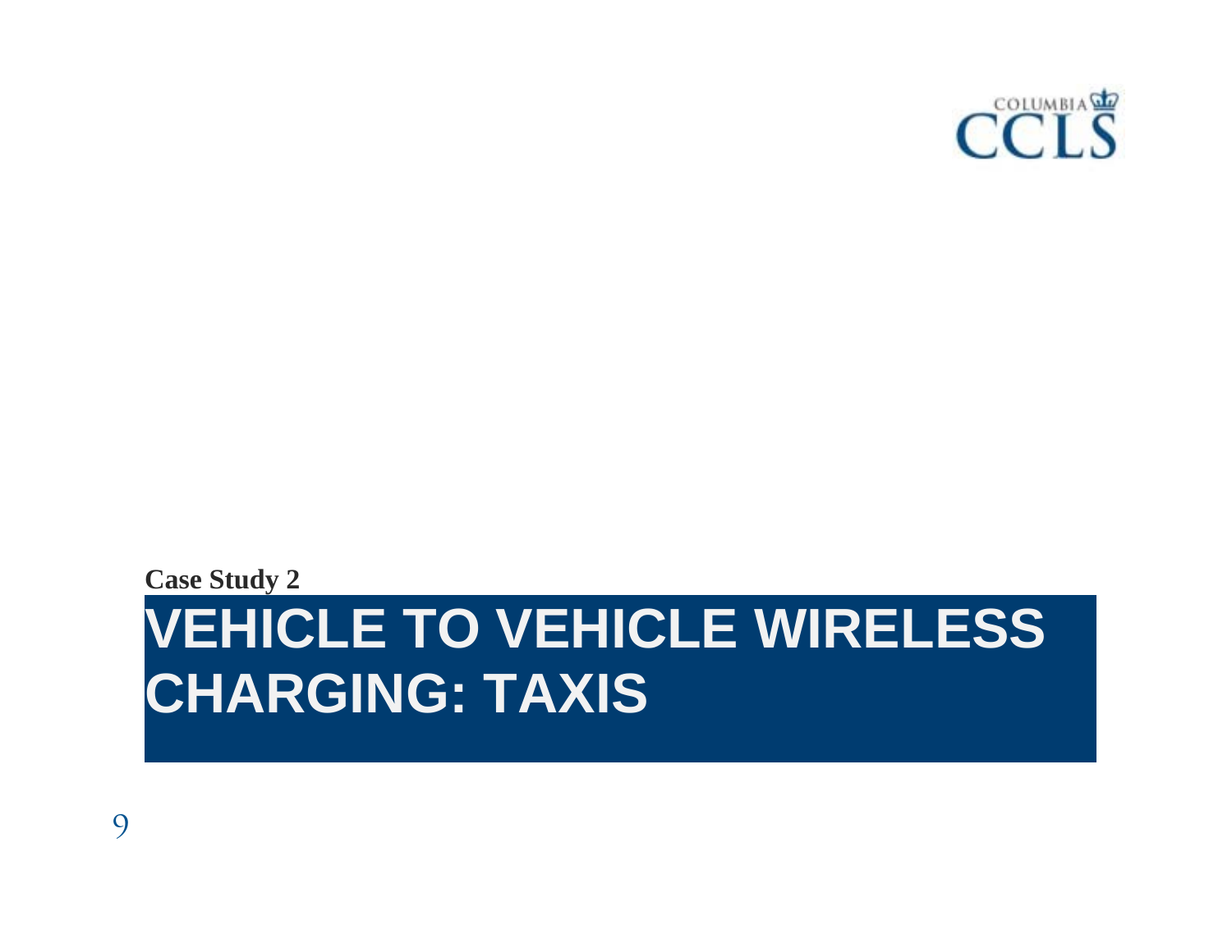Case Study 2

# VEHICLE TO VEHICLE WIRELESS CHARGING: TAXIS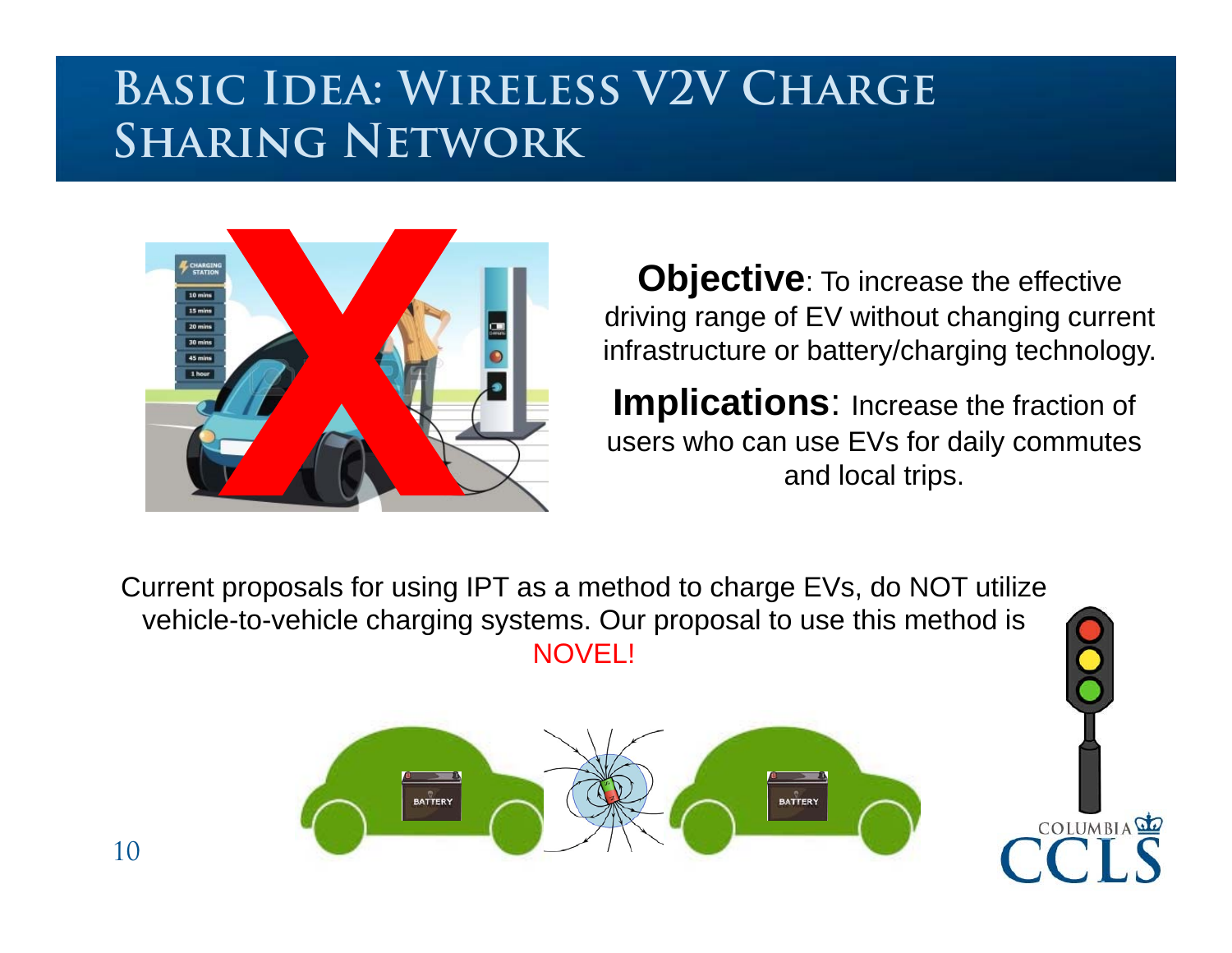# Basic Idea: Wireless V2V Charge Sharing Network

**Objective**: To increase the effective driving range of EV without changing current infrastructure or battery/charging technology.

**Implications**: Increase the fraction of users who can use EVs for daily commutes and local trips.

Current proposals for using IPT as a method to charge EVs, do NOT utilize vehicle-to-vehicle charging systems. Our proposal to use this method is NOVEL!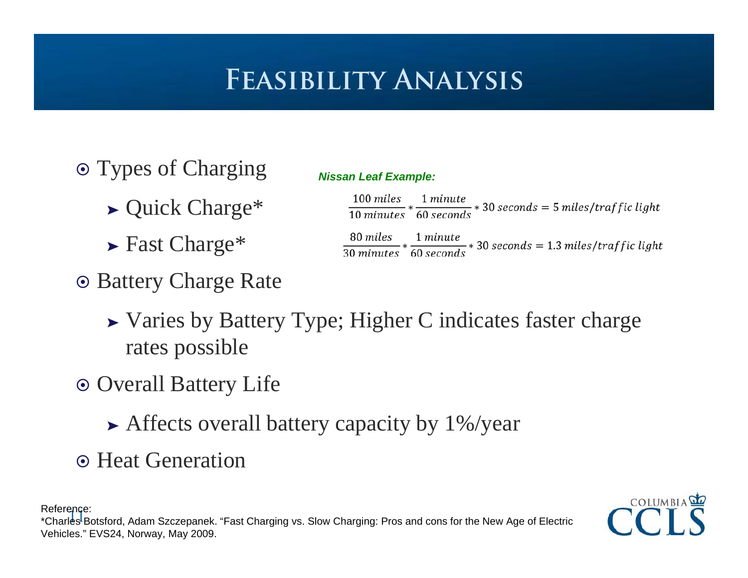# Feasibility Analysis

- Types of Charging
  - Quick Charge*
  - Fast Charge*

***Nissan Leaf Example:***

$$\frac{100\ miles}{10\ minutes} * \frac{1\ minute}{60\ seconds} * 30\ seconds = 5\ miles/traffic\ light$$

$$\frac{80\ miles}{30\ minutes} * \frac{1\ minute}{60\ seconds} * 30\ seconds = 1.3\ miles/traffic\ light$$

- Battery Charge Rate
  - Varies by Battery Type; Higher C indicates faster charge rates possible
- Overall Battery Life
  - Affects overall battery capacity by 1%/year
- Heat Generation

Reference:
*Charles Botsford, Adam Szczepanek. "Fast Charging vs. Slow Charging: Pros and cons for the New Age of Electric Vehicles." EVS24, Norway, May 2009.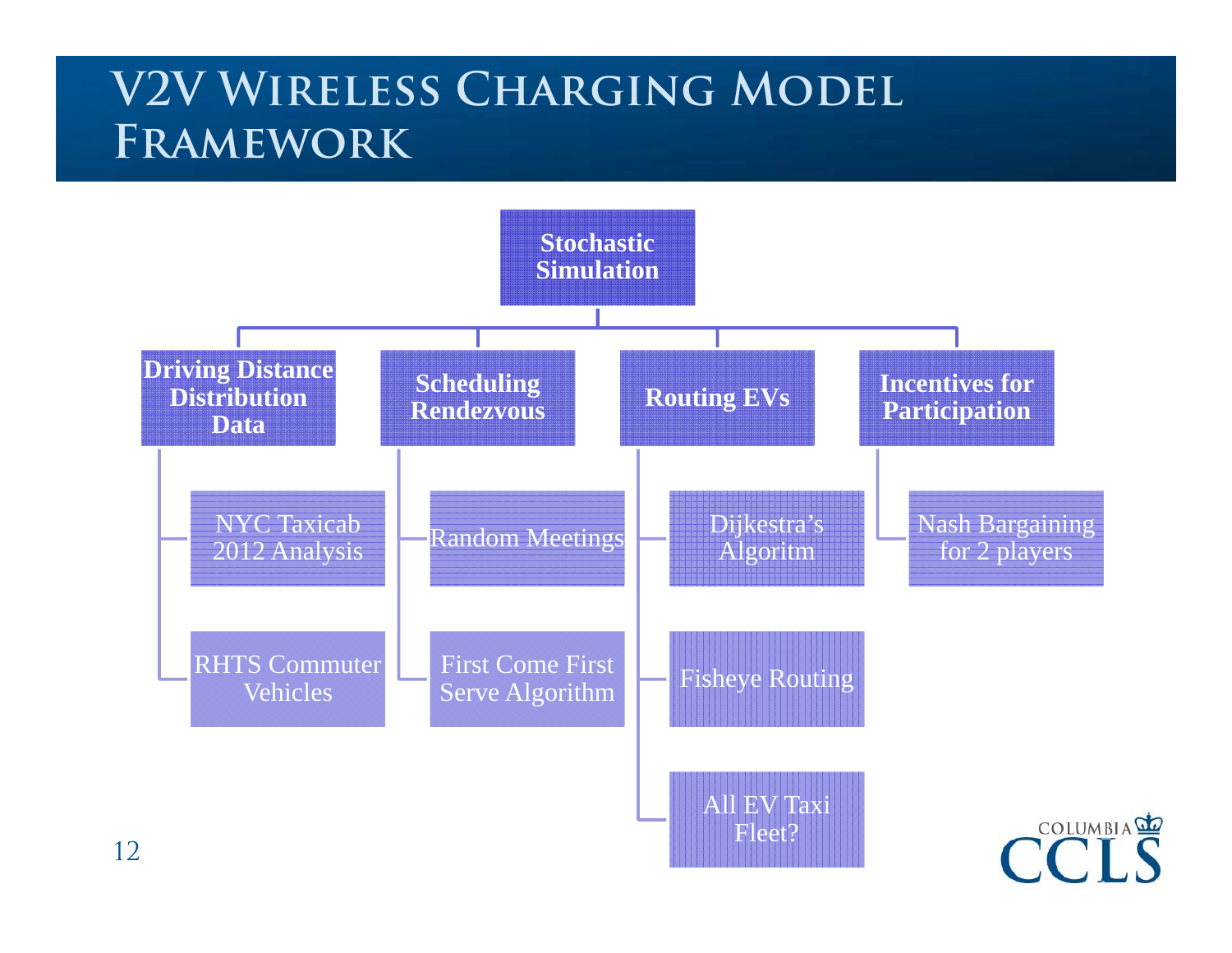# V2V Wireless Charging Model Framework

- **Stochastic Simulation**
  - **Driving Distance Distribution Data**
    - NYC Taxicab 2012 Analysis
    - RHTS Commuter Vehicles
  - **Scheduling Rendezvous**
    - Random Meetings
    - First Come First Serve Algorithm
  - **Routing EVs**
    - Dijkestra's Algoritm
    - Fisheye Routing
    - All EV Taxi Fleet?
  - **Incentives for Participation**
    - Nash Bargaining for 2 players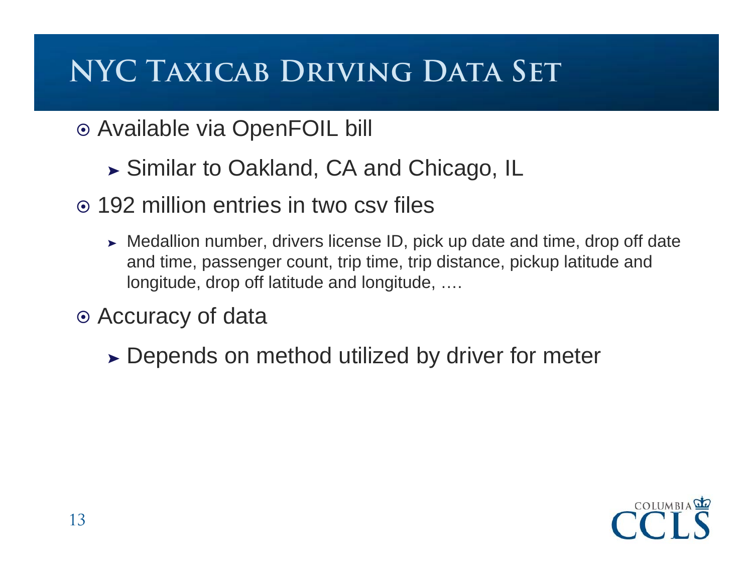# NYC Taxicab Driving Data Set

- Available via OpenFOIL bill
  - Similar to Oakland, CA and Chicago, IL
- 192 million entries in two csv files
  - Medallion number, drivers license ID, pick up date and time, drop off date and time, passenger count, trip time, trip distance, pickup latitude and longitude, drop off latitude and longitude, ….
- Accuracy of data
  - Depends on method utilized by driver for meter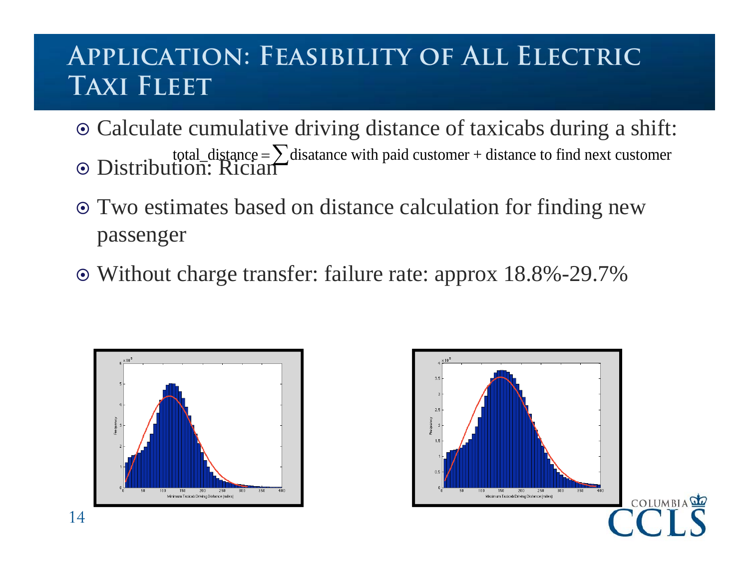# Application: Feasibility of All Electric Taxi Fleet

- Calculate cumulative driving distance of taxicabs during a shift:

$$\text{total\_distance} = \sum \text{disatance with paid customer} + \text{distance to find next customer}$$

- Distribution: Rician
- Two estimates based on distance calculation for finding new passenger
- Without charge transfer: failure rate: approx 18.8%-29.7%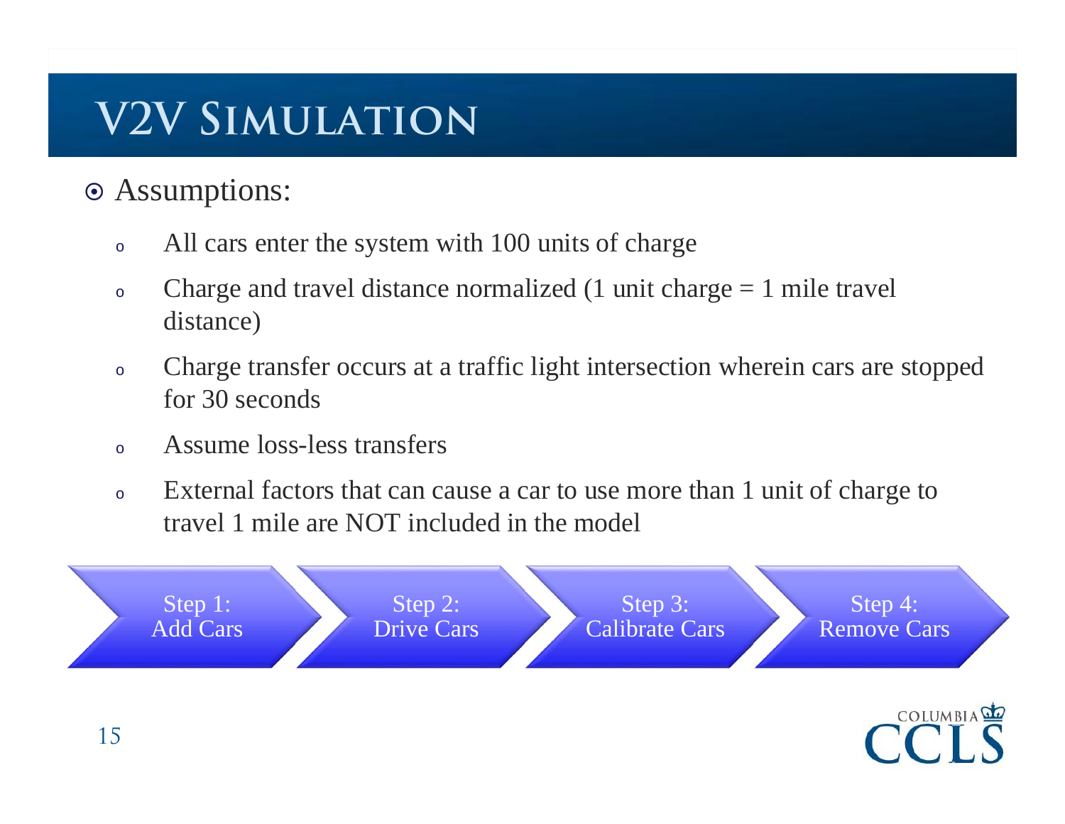# V2V Simulation

- Assumptions:
  - All cars enter the system with 100 units of charge
  - Charge and travel distance normalized (1 unit charge = 1 mile travel distance)
  - Charge transfer occurs at a traffic light intersection wherein cars are stopped for 30 seconds
  - Assume loss-less transfers
  - External factors that can cause a car to use more than 1 unit of charge to travel 1 mile are NOT included in the model

Step 1: Add Cars → Step 2: Drive Cars → Step 3: Calibrate Cars → Step 4: Remove Cars

COLUMBIA CCLS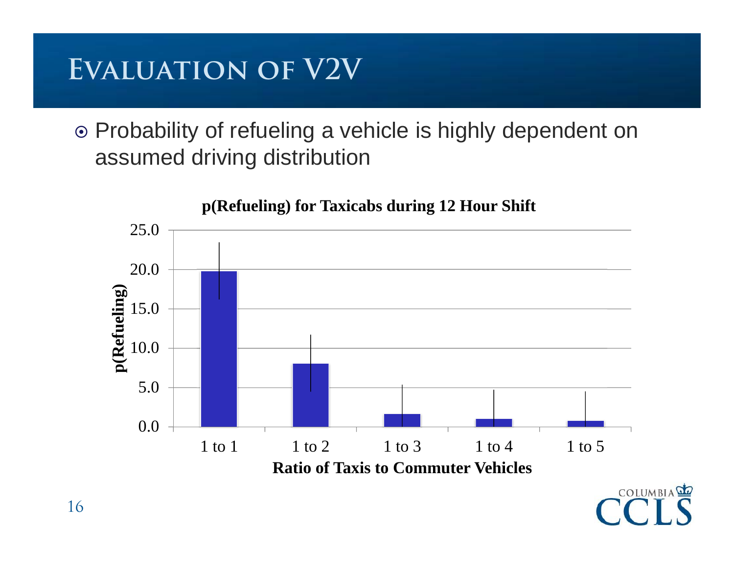# Evaluation of V2V

- Probability of refueling a vehicle is highly dependent on assumed driving distribution

**p(Refueling) for Taxicabs during 12 Hour Shift**

| Ratio of Taxis to Commuter Vehicles | p(Refueling) |
|---|---|
| 1 to 1 | ~19.8 |
| 1 to 2 | ~8.0 |
| 1 to 3 | ~1.6 |
| 1 to 4 | ~1.0 |
| 1 to 5 | ~0.8 |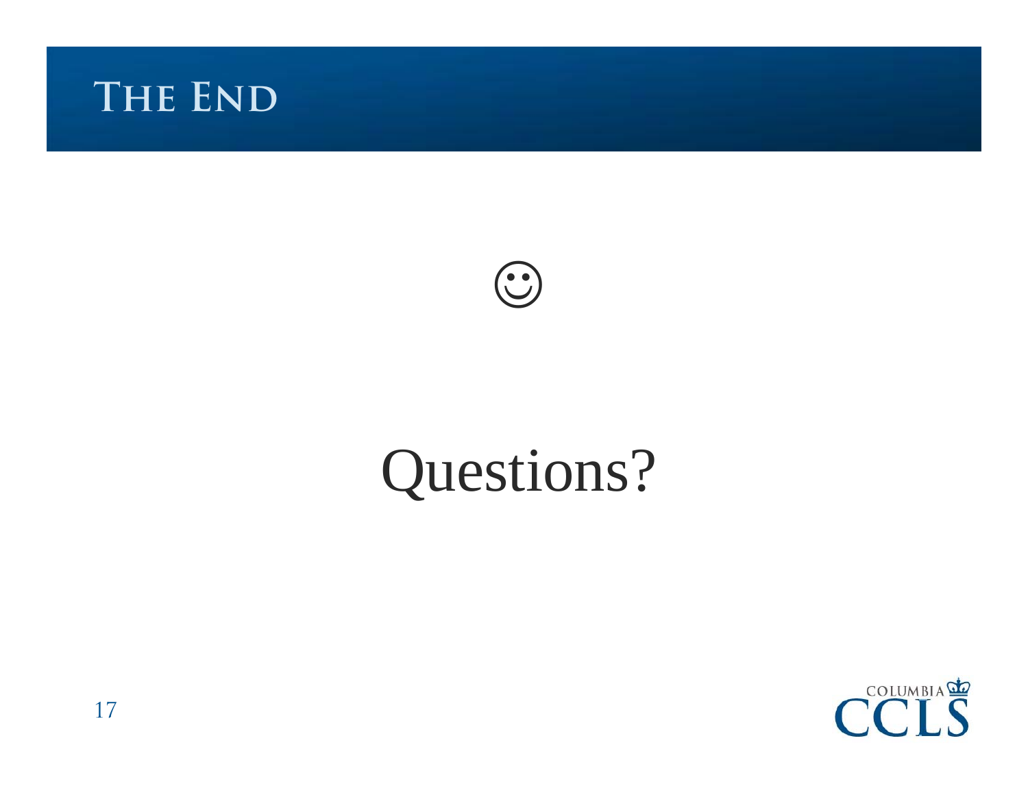# The End

☺

Questions?